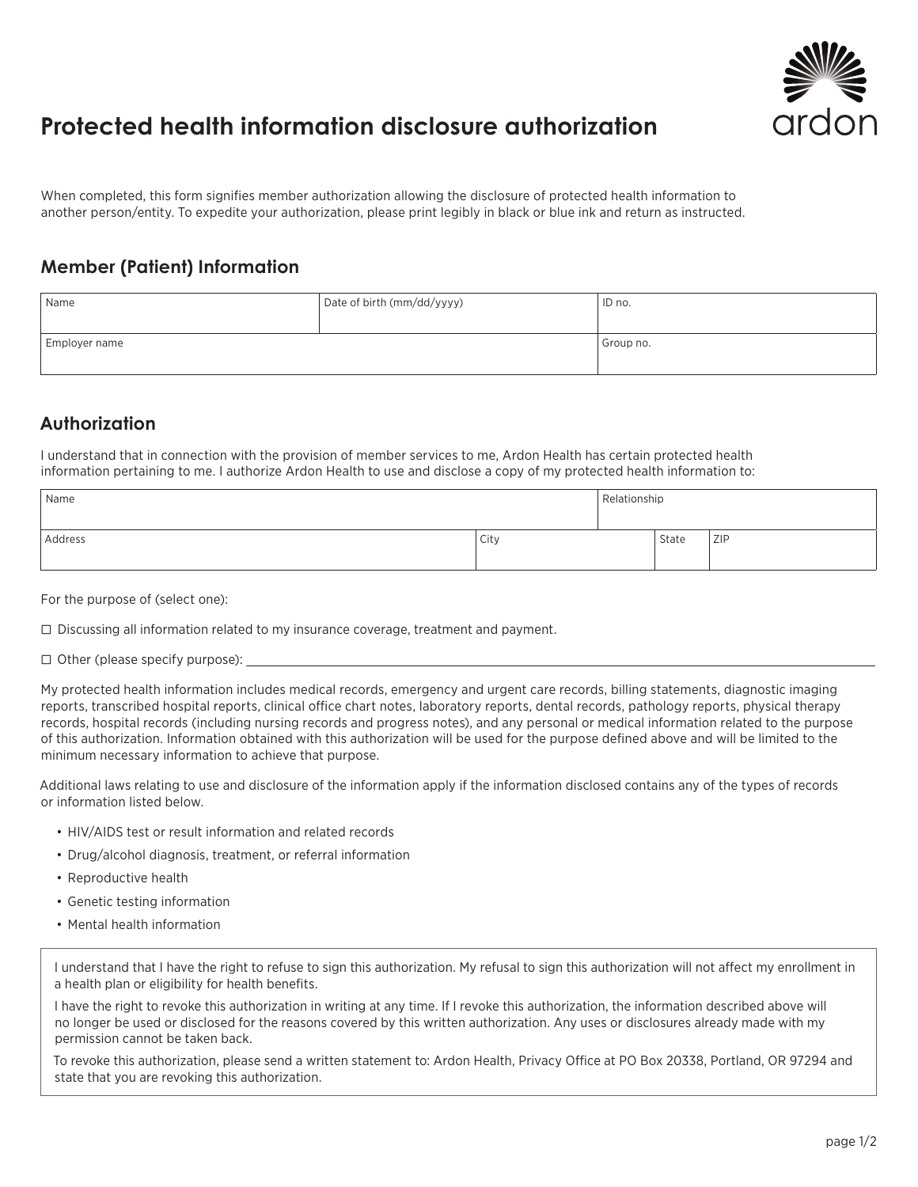# Protected health information disclosure authorization

ardon

When completed, this form signifies member authorization allowing the disclosure of protected health information to another person/entity. To expedite your authorization, please print legibly in black or blue ink and return as instructed.

## Member (Patient) Information

| Name | Date of birth (mm/dd/yyyy) | ID no. |
|---|---|---|
| Employer name | | Group no. |

## Authorization

I understand that in connection with the provision of member services to me, Ardon Health has certain protected health information pertaining to me. I authorize Ardon Health to use and disclose a copy of my protected health information to:

| Name | | | Relationship |
|---|---|---|---|
| Address | City | State | ZIP |

For the purpose of (select one):

☐ Discussing all information related to my insurance coverage, treatment and payment.

☐ Other (please specify purpose): ____________________

My protected health information includes medical records, emergency and urgent care records, billing statements, diagnostic imaging reports, transcribed hospital reports, clinical office chart notes, laboratory reports, dental records, pathology reports, physical therapy records, hospital records (including nursing records and progress notes), and any personal or medical information related to the purpose of this authorization. Information obtained with this authorization will be used for the purpose defined above and will be limited to the minimum necessary information to achieve that purpose.

Additional laws relating to use and disclosure of the information apply if the information disclosed contains any of the types of records or information listed below.

- HIV/AIDS test or result information and related records
- Drug/alcohol diagnosis, treatment, or referral information
- Reproductive health
- Genetic testing information
- Mental health information

I understand that I have the right to refuse to sign this authorization. My refusal to sign this authorization will not affect my enrollment in a health plan or eligibility for health benefits.

I have the right to revoke this authorization in writing at any time. If I revoke this authorization, the information described above will no longer be used or disclosed for the reasons covered by this written authorization. Any uses or disclosures already made with my permission cannot be taken back.

To revoke this authorization, please send a written statement to: Ardon Health, Privacy Office at PO Box 20338, Portland, OR 97294 and state that you are revoking this authorization.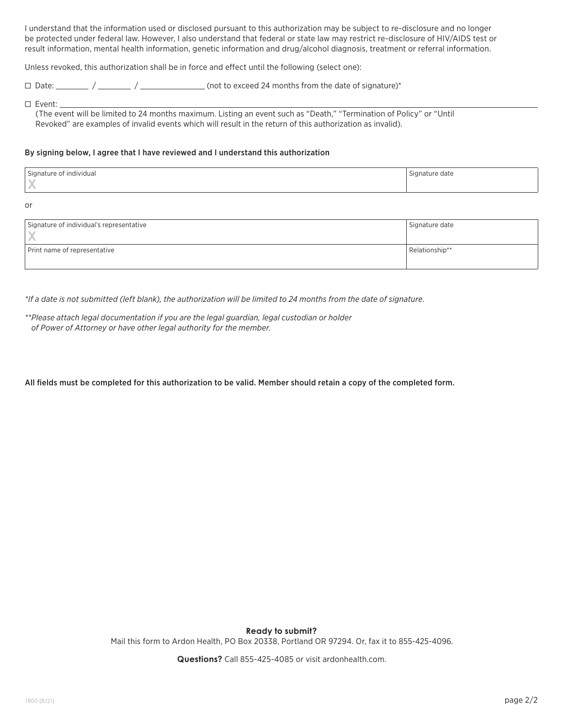I understand that the information used or disclosed pursuant to this authorization may be subject to re-disclosure and no longer be protected under federal law. However, I also understand that federal or state law may restrict re-disclosure of HIV/AIDS test or result information, mental health information, genetic information and drug/alcohol diagnosis, treatment or referral information.

Unless revoked, this authorization shall be in force and effect until the following (select one):

☐ Date: ________ / ________ / ______________ (not to exceed 24 months from the date of signature)*

☐ Event: ____________________________________________________________

(The event will be limited to 24 months maximum. Listing an event such as "Death," "Termination of Policy" or "Until Revoked" are examples of invalid events which will result in the return of this authorization as invalid).

**By signing below, I agree that I have reviewed and I understand this authorization**

| | |
|---|---|
| Signature of individual<br>X | Signature date |

or

| | |
|---|---|
| Signature of individual's representative<br>X | Signature date |
| Print name of representative | Relationship** |

*\*If a date is not submitted (left blank), the authorization will be limited to 24 months from the date of signature.*

*\*\*Please attach legal documentation if you are the legal guardian, legal custodian or holder of Power of Attorney or have other legal authority for the member.*

**All fields must be completed for this authorization to be valid. Member should retain a copy of the completed form.**

**Ready to submit?**

Mail this form to Ardon Health, PO Box 20338, Portland OR 97294. Or, fax it to 855-425-4096.

**Questions?** Call 855-425-4085 or visit ardonhealth.com.

1800 (8/21)